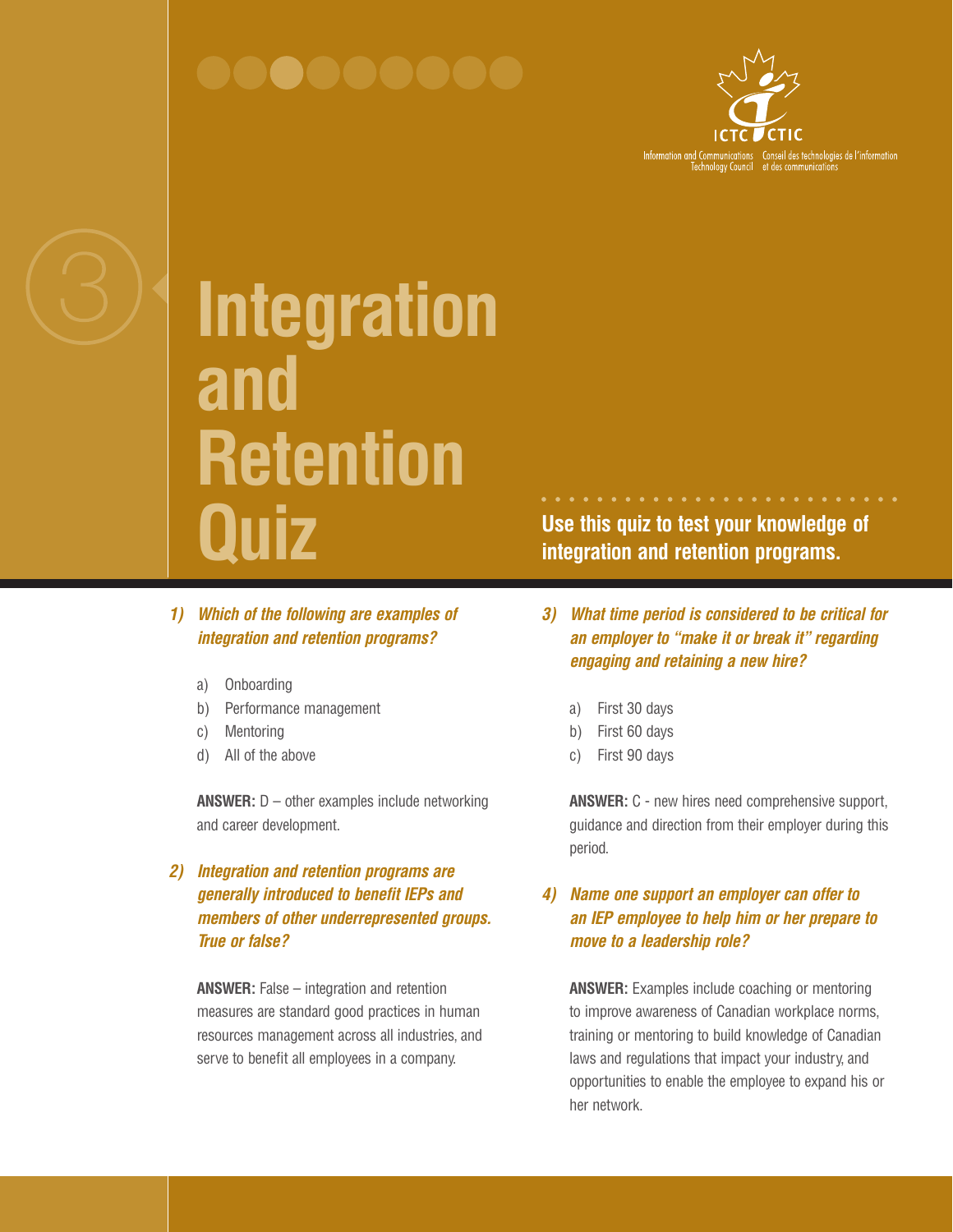ICTC CTIC

Information and Communications Technology Council | Conseil des technologies de l'information et des communications

3

# Integration and Retention Quiz

**Use this quiz to test your knowledge of integration and retention programs.**

***1) Which of the following are examples of integration and retention programs?***

a) Onboarding
b) Performance management
c) Mentoring
d) All of the above

**ANSWER:** D – other examples include networking and career development.

***2) Integration and retention programs are generally introduced to benefit IEPs and members of other underrepresented groups. True or false?***

**ANSWER:** False – integration and retention measures are standard good practices in human resources management across all industries, and serve to benefit all employees in a company.

***3) What time period is considered to be critical for an employer to "make it or break it" regarding engaging and retaining a new hire?***

a) First 30 days
b) First 60 days
c) First 90 days

**ANSWER:** C - new hires need comprehensive support, guidance and direction from their employer during this period.

***4) Name one support an employer can offer to an IEP employee to help him or her prepare to move to a leadership role?***

**ANSWER:** Examples include coaching or mentoring to improve awareness of Canadian workplace norms, training or mentoring to build knowledge of Canadian laws and regulations that impact your industry, and opportunities to enable the employee to expand his or her network.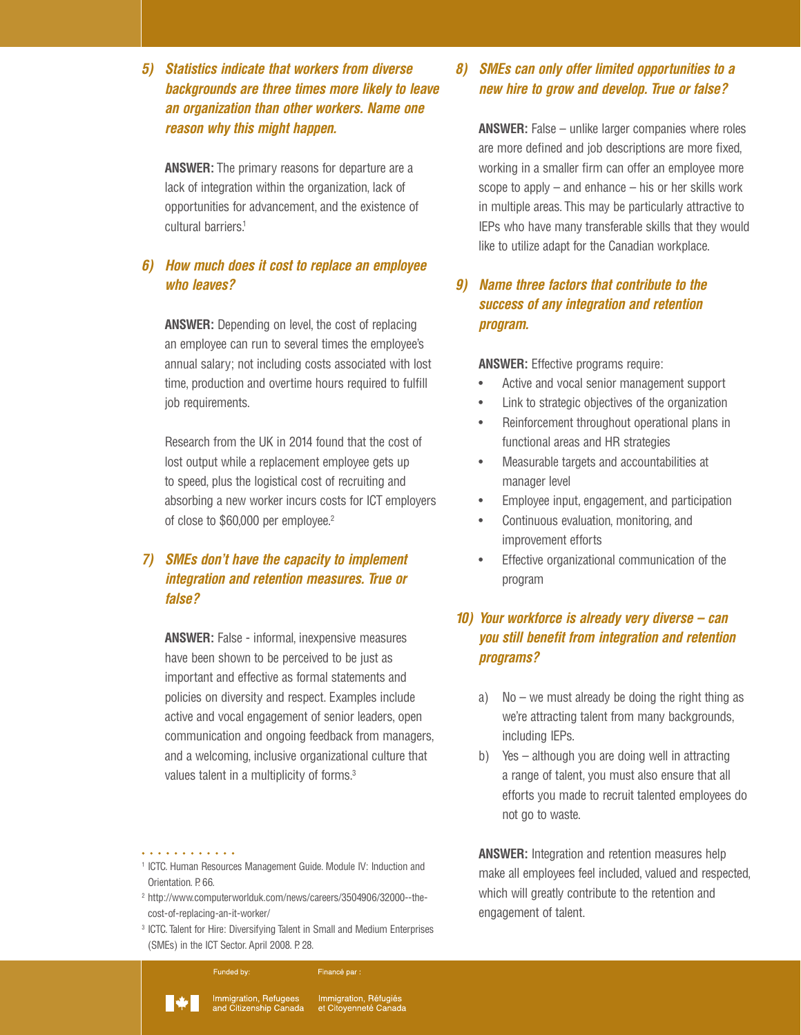### 5) *Statistics indicate that workers from diverse backgrounds are three times more likely to leave an organization than other workers. Name one reason why this might happen.*

**ANSWER:** The primary reasons for departure are a lack of integration within the organization, lack of opportunities for advancement, and the existence of cultural barriers.[1]

### 6) *How much does it cost to replace an employee who leaves?*

**ANSWER:** Depending on level, the cost of replacing an employee can run to several times the employee's annual salary; not including costs associated with lost time, production and overtime hours required to fulfill job requirements.

Research from the UK in 2014 found that the cost of lost output while a replacement employee gets up to speed, plus the logistical cost of recruiting and absorbing a new worker incurs costs for ICT employers of close to $60,000 per employee.[2]

### 7) *SMEs don't have the capacity to implement integration and retention measures. True or false?*

**ANSWER:** False - informal, inexpensive measures have been shown to be perceived to be just as important and effective as formal statements and policies on diversity and respect. Examples include active and vocal engagement of senior leaders, open communication and ongoing feedback from managers, and a welcoming, inclusive organizational culture that values talent in a multiplicity of forms.[3]

### 8) *SMEs can only offer limited opportunities to a new hire to grow and develop. True or false?*

**ANSWER:** False – unlike larger companies where roles are more defined and job descriptions are more fixed, working in a smaller firm can offer an employee more scope to apply – and enhance – his or her skills work in multiple areas. This may be particularly attractive to IEPs who have many transferable skills that they would like to utilize adapt for the Canadian workplace.

### 9) *Name three factors that contribute to the success of any integration and retention program.*

**ANSWER:** Effective programs require:

- Active and vocal senior management support
- Link to strategic objectives of the organization
- Reinforcement throughout operational plans in functional areas and HR strategies
- Measurable targets and accountabilities at manager level
- Employee input, engagement, and participation
- Continuous evaluation, monitoring, and improvement efforts
- Effective organizational communication of the program

### 10) *Your workforce is already very diverse – can you still benefit from integration and retention programs?*

a) No – we must already be doing the right thing as we're attracting talent from many backgrounds, including IEPs.

b) Yes – although you are doing well in attracting a range of talent, you must also ensure that all efforts you made to recruit talented employees do not go to waste.

**ANSWER:** Integration and retention measures help make all employees feel included, valued and respected, which will greatly contribute to the retention and engagement of talent.

---

[1] ICTC. Human Resources Management Guide. Module IV: Induction and Orientation. P. 66.

[2] http://www.computerworlduk.com/news/careers/3504906/32000--the-cost-of-replacing-an-it-worker/

[3] ICTC. Talent for Hire: Diversifying Talent in Small and Medium Enterprises (SMEs) in the ICT Sector. April 2008. P. 28.

Funded by: Immigration, Refugees and Citizenship Canada

Financé par : Immigration, Réfugiés et Citoyenneté Canada